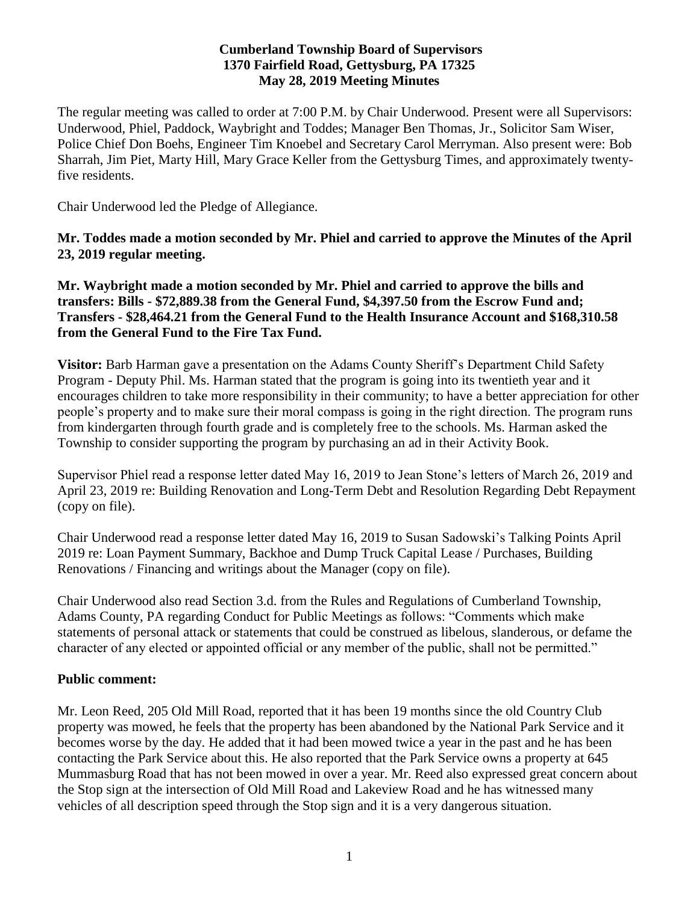**Cumberland Township Board of Supervisors**
**1370 Fairfield Road, Gettysburg, PA 17325**
**May 28, 2019 Meeting Minutes**

The regular meeting was called to order at 7:00 P.M. by Chair Underwood. Present were all Supervisors: Underwood, Phiel, Paddock, Waybright and Toddes; Manager Ben Thomas, Jr., Solicitor Sam Wiser, Police Chief Don Boehs, Engineer Tim Knoebel and Secretary Carol Merryman. Also present were: Bob Sharrah, Jim Piet, Marty Hill, Mary Grace Keller from the Gettysburg Times, and approximately twenty-five residents.

Chair Underwood led the Pledge of Allegiance.

**Mr. Toddes made a motion seconded by Mr. Phiel and carried to approve the Minutes of the April 23, 2019 regular meeting.**

**Mr. Waybright made a motion seconded by Mr. Phiel and carried to approve the bills and transfers: Bills - $72,889.38 from the General Fund, $4,397.50 from the Escrow Fund and; Transfers - $28,464.21 from the General Fund to the Health Insurance Account and $168,310.58 from the General Fund to the Fire Tax Fund.**

**Visitor:** Barb Harman gave a presentation on the Adams County Sheriff's Department Child Safety Program - Deputy Phil. Ms. Harman stated that the program is going into its twentieth year and it encourages children to take more responsibility in their community; to have a better appreciation for other people's property and to make sure their moral compass is going in the right direction. The program runs from kindergarten through fourth grade and is completely free to the schools. Ms. Harman asked the Township to consider supporting the program by purchasing an ad in their Activity Book.

Supervisor Phiel read a response letter dated May 16, 2019 to Jean Stone's letters of March 26, 2019 and April 23, 2019 re: Building Renovation and Long-Term Debt and Resolution Regarding Debt Repayment (copy on file).

Chair Underwood read a response letter dated May 16, 2019 to Susan Sadowski's Talking Points April 2019 re: Loan Payment Summary, Backhoe and Dump Truck Capital Lease / Purchases, Building Renovations / Financing and writings about the Manager (copy on file).

Chair Underwood also read Section 3.d. from the Rules and Regulations of Cumberland Township, Adams County, PA regarding Conduct for Public Meetings as follows: "Comments which make statements of personal attack or statements that could be construed as libelous, slanderous, or defame the character of any elected or appointed official or any member of the public, shall not be permitted."

## Public comment:

Mr. Leon Reed, 205 Old Mill Road, reported that it has been 19 months since the old Country Club property was mowed, he feels that the property has been abandoned by the National Park Service and it becomes worse by the day. He added that it had been mowed twice a year in the past and he has been contacting the Park Service about this. He also reported that the Park Service owns a property at 645 Mummasburg Road that has not been mowed in over a year. Mr. Reed also expressed great concern about the Stop sign at the intersection of Old Mill Road and Lakeview Road and he has witnessed many vehicles of all description speed through the Stop sign and it is a very dangerous situation.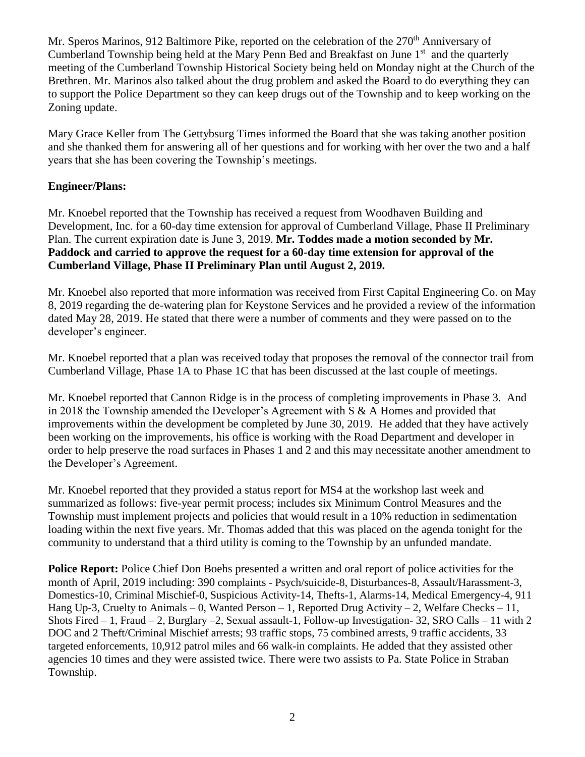Mr. Speros Marinos, 912 Baltimore Pike, reported on the celebration of the 270th Anniversary of Cumberland Township being held at the Mary Penn Bed and Breakfast on June 1st and the quarterly meeting of the Cumberland Township Historical Society being held on Monday night at the Church of the Brethren. Mr. Marinos also talked about the drug problem and asked the Board to do everything they can to support the Police Department so they can keep drugs out of the Township and to keep working on the Zoning update.

Mary Grace Keller from The Gettybsurg Times informed the Board that she was taking another position and she thanked them for answering all of her questions and for working with her over the two and a half years that she has been covering the Township's meetings.

**Engineer/Plans:**

Mr. Knoebel reported that the Township has received a request from Woodhaven Building and Development, Inc. for a 60-day time extension for approval of Cumberland Village, Phase II Preliminary Plan. The current expiration date is June 3, 2019. **Mr. Toddes made a motion seconded by Mr. Paddock and carried to approve the request for a 60-day time extension for approval of the Cumberland Village, Phase II Preliminary Plan until August 2, 2019.**

Mr. Knoebel also reported that more information was received from First Capital Engineering Co. on May 8, 2019 regarding the de-watering plan for Keystone Services and he provided a review of the information dated May 28, 2019. He stated that there were a number of comments and they were passed on to the developer's engineer.

Mr. Knoebel reported that a plan was received today that proposes the removal of the connector trail from Cumberland Village, Phase 1A to Phase 1C that has been discussed at the last couple of meetings.

Mr. Knoebel reported that Cannon Ridge is in the process of completing improvements in Phase 3. And in 2018 the Township amended the Developer's Agreement with S & A Homes and provided that improvements within the development be completed by June 30, 2019. He added that they have actively been working on the improvements, his office is working with the Road Department and developer in order to help preserve the road surfaces in Phases 1 and 2 and this may necessitate another amendment to the Developer's Agreement.

Mr. Knoebel reported that they provided a status report for MS4 at the workshop last week and summarized as follows: five-year permit process; includes six Minimum Control Measures and the Township must implement projects and policies that would result in a 10% reduction in sedimentation loading within the next five years. Mr. Thomas added that this was placed on the agenda tonight for the community to understand that a third utility is coming to the Township by an unfunded mandate.

**Police Report:** Police Chief Don Boehs presented a written and oral report of police activities for the month of April, 2019 including: 390 complaints - Psych/suicide-8, Disturbances-8, Assault/Harassment-3, Domestics-10, Criminal Mischief-0, Suspicious Activity-14, Thefts-1, Alarms-14, Medical Emergency-4, 911 Hang Up-3, Cruelty to Animals – 0, Wanted Person – 1, Reported Drug Activity – 2, Welfare Checks – 11, Shots Fired – 1, Fraud – 2, Burglary –2, Sexual assault-1, Follow-up Investigation- 32, SRO Calls – 11 with 2 DOC and 2 Theft/Criminal Mischief arrests; 93 traffic stops, 75 combined arrests, 9 traffic accidents, 33 targeted enforcements, 10,912 patrol miles and 66 walk-in complaints. He added that they assisted other agencies 10 times and they were assisted twice. There were two assists to Pa. State Police in Straban Township.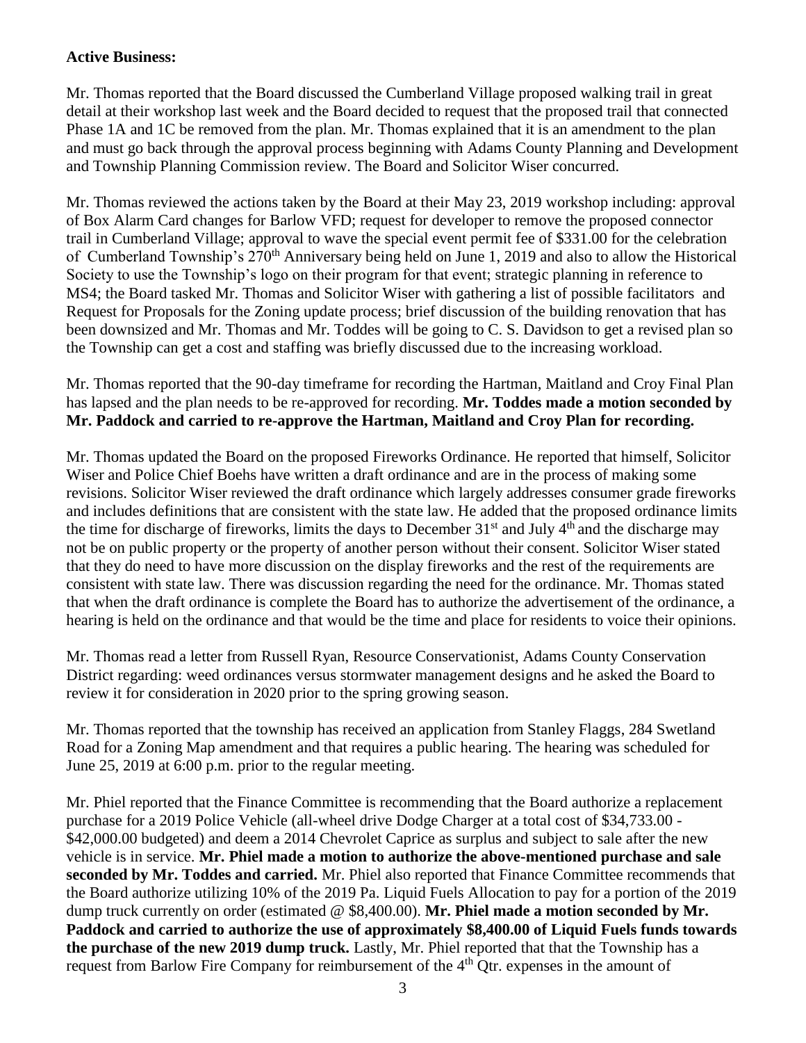**Active Business:**

Mr. Thomas reported that the Board discussed the Cumberland Village proposed walking trail in great detail at their workshop last week and the Board decided to request that the proposed trail that connected Phase 1A and 1C be removed from the plan. Mr. Thomas explained that it is an amendment to the plan and must go back through the approval process beginning with Adams County Planning and Development and Township Planning Commission review. The Board and Solicitor Wiser concurred.

Mr. Thomas reviewed the actions taken by the Board at their May 23, 2019 workshop including: approval of Box Alarm Card changes for Barlow VFD; request for developer to remove the proposed connector trail in Cumberland Village; approval to wave the special event permit fee of $331.00 for the celebration of Cumberland Township's 270th Anniversary being held on June 1, 2019 and also to allow the Historical Society to use the Township's logo on their program for that event; strategic planning in reference to MS4; the Board tasked Mr. Thomas and Solicitor Wiser with gathering a list of possible facilitators and Request for Proposals for the Zoning update process; brief discussion of the building renovation that has been downsized and Mr. Thomas and Mr. Toddes will be going to C. S. Davidson to get a revised plan so the Township can get a cost and staffing was briefly discussed due to the increasing workload.

Mr. Thomas reported that the 90-day timeframe for recording the Hartman, Maitland and Croy Final Plan has lapsed and the plan needs to be re-approved for recording. **Mr. Toddes made a motion seconded by Mr. Paddock and carried to re-approve the Hartman, Maitland and Croy Plan for recording.**

Mr. Thomas updated the Board on the proposed Fireworks Ordinance. He reported that himself, Solicitor Wiser and Police Chief Boehs have written a draft ordinance and are in the process of making some revisions. Solicitor Wiser reviewed the draft ordinance which largely addresses consumer grade fireworks and includes definitions that are consistent with the state law. He added that the proposed ordinance limits the time for discharge of fireworks, limits the days to December 31st and July 4th and the discharge may not be on public property or the property of another person without their consent. Solicitor Wiser stated that they do need to have more discussion on the display fireworks and the rest of the requirements are consistent with state law. There was discussion regarding the need for the ordinance. Mr. Thomas stated that when the draft ordinance is complete the Board has to authorize the advertisement of the ordinance, a hearing is held on the ordinance and that would be the time and place for residents to voice their opinions.

Mr. Thomas read a letter from Russell Ryan, Resource Conservationist, Adams County Conservation District regarding: weed ordinances versus stormwater management designs and he asked the Board to review it for consideration in 2020 prior to the spring growing season.

Mr. Thomas reported that the township has received an application from Stanley Flaggs, 284 Swetland Road for a Zoning Map amendment and that requires a public hearing. The hearing was scheduled for June 25, 2019 at 6:00 p.m. prior to the regular meeting.

Mr. Phiel reported that the Finance Committee is recommending that the Board authorize a replacement purchase for a 2019 Police Vehicle (all-wheel drive Dodge Charger at a total cost of $34,733.00 - $42,000.00 budgeted) and deem a 2014 Chevrolet Caprice as surplus and subject to sale after the new vehicle is in service. **Mr. Phiel made a motion to authorize the above-mentioned purchase and sale seconded by Mr. Toddes and carried.** Mr. Phiel also reported that Finance Committee recommends that the Board authorize utilizing 10% of the 2019 Pa. Liquid Fuels Allocation to pay for a portion of the 2019 dump truck currently on order (estimated @ $8,400.00). **Mr. Phiel made a motion seconded by Mr. Paddock and carried to authorize the use of approximately $8,400.00 of Liquid Fuels funds towards the purchase of the new 2019 dump truck.** Lastly, Mr. Phiel reported that that the Township has a request from Barlow Fire Company for reimbursement of the 4th Qtr. expenses in the amount of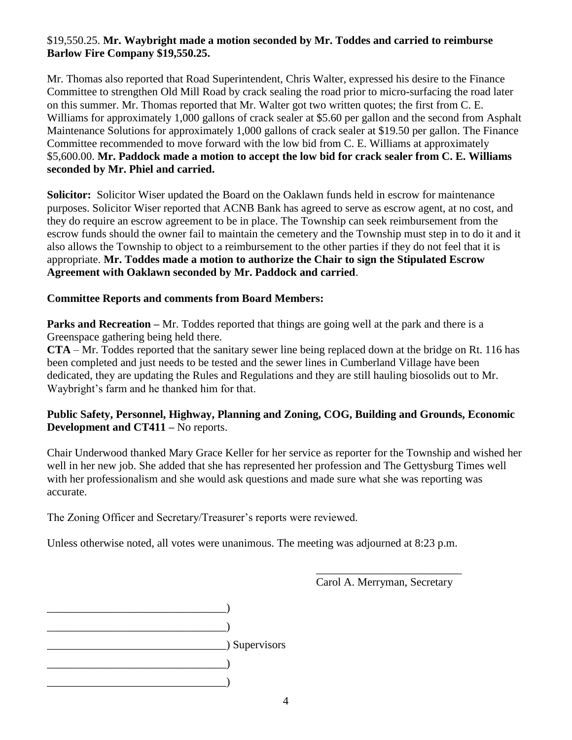$19,550.25. **Mr. Waybright made a motion seconded by Mr. Toddes and carried to reimburse Barlow Fire Company $19,550.25.**

Mr. Thomas also reported that Road Superintendent, Chris Walter, expressed his desire to the Finance Committee to strengthen Old Mill Road by crack sealing the road prior to micro-surfacing the road later on this summer. Mr. Thomas reported that Mr. Walter got two written quotes; the first from C. E. Williams for approximately 1,000 gallons of crack sealer at $5.60 per gallon and the second from Asphalt Maintenance Solutions for approximately 1,000 gallons of crack sealer at $19.50 per gallon. The Finance Committee recommended to move forward with the low bid from C. E. Williams at approximately $5,600.00. **Mr. Paddock made a motion to accept the low bid for crack sealer from C. E. Williams seconded by Mr. Phiel and carried.**

**Solicitor:** Solicitor Wiser updated the Board on the Oaklawn funds held in escrow for maintenance purposes. Solicitor Wiser reported that ACNB Bank has agreed to serve as escrow agent, at no cost, and they do require an escrow agreement to be in place. The Township can seek reimbursement from the escrow funds should the owner fail to maintain the cemetery and the Township must step in to do it and it also allows the Township to object to a reimbursement to the other parties if they do not feel that it is appropriate. **Mr. Toddes made a motion to authorize the Chair to sign the Stipulated Escrow Agreement with Oaklawn seconded by Mr. Paddock and carried**.

**Committee Reports and comments from Board Members:**

**Parks and Recreation –** Mr. Toddes reported that things are going well at the park and there is a Greenspace gathering being held there.

**CTA** – Mr. Toddes reported that the sanitary sewer line being replaced down at the bridge on Rt. 116 has been completed and just needs to be tested and the sewer lines in Cumberland Village have been dedicated, they are updating the Rules and Regulations and they are still hauling biosolids out to Mr. Waybright's farm and he thanked him for that.

**Public Safety, Personnel, Highway, Planning and Zoning, COG, Building and Grounds, Economic Development and CT411 –** No reports.

Chair Underwood thanked Mary Grace Keller for her service as reporter for the Township and wished her well in her new job. She added that she has represented her profession and The Gettysburg Times well with her professionalism and she would ask questions and made sure what she was reporting was accurate.

The Zoning Officer and Secretary/Treasurer's reports were reviewed.

Unless otherwise noted, all votes were unanimous. The meeting was adjourned at 8:23 p.m.

\_\_\_\_\_\_\_\_\_\_\_\_\_\_\_\_\_\_\_\_\_\_\_\_\_\_\_
Carol A. Merryman, Secretary

\_\_\_\_\_\_\_\_\_\_\_\_\_\_\_\_\_\_\_\_\_\_\_\_\_\_\_\_\_\_\_\_)
\_\_\_\_\_\_\_\_\_\_\_\_\_\_\_\_\_\_\_\_\_\_\_\_\_\_\_\_\_\_\_\_)
\_\_\_\_\_\_\_\_\_\_\_\_\_\_\_\_\_\_\_\_\_\_\_\_\_\_\_\_\_\_\_\_) Supervisors
\_\_\_\_\_\_\_\_\_\_\_\_\_\_\_\_\_\_\_\_\_\_\_\_\_\_\_\_\_\_\_\_)
\_\_\_\_\_\_\_\_\_\_\_\_\_\_\_\_\_\_\_\_\_\_\_\_\_\_\_\_\_\_\_\_)